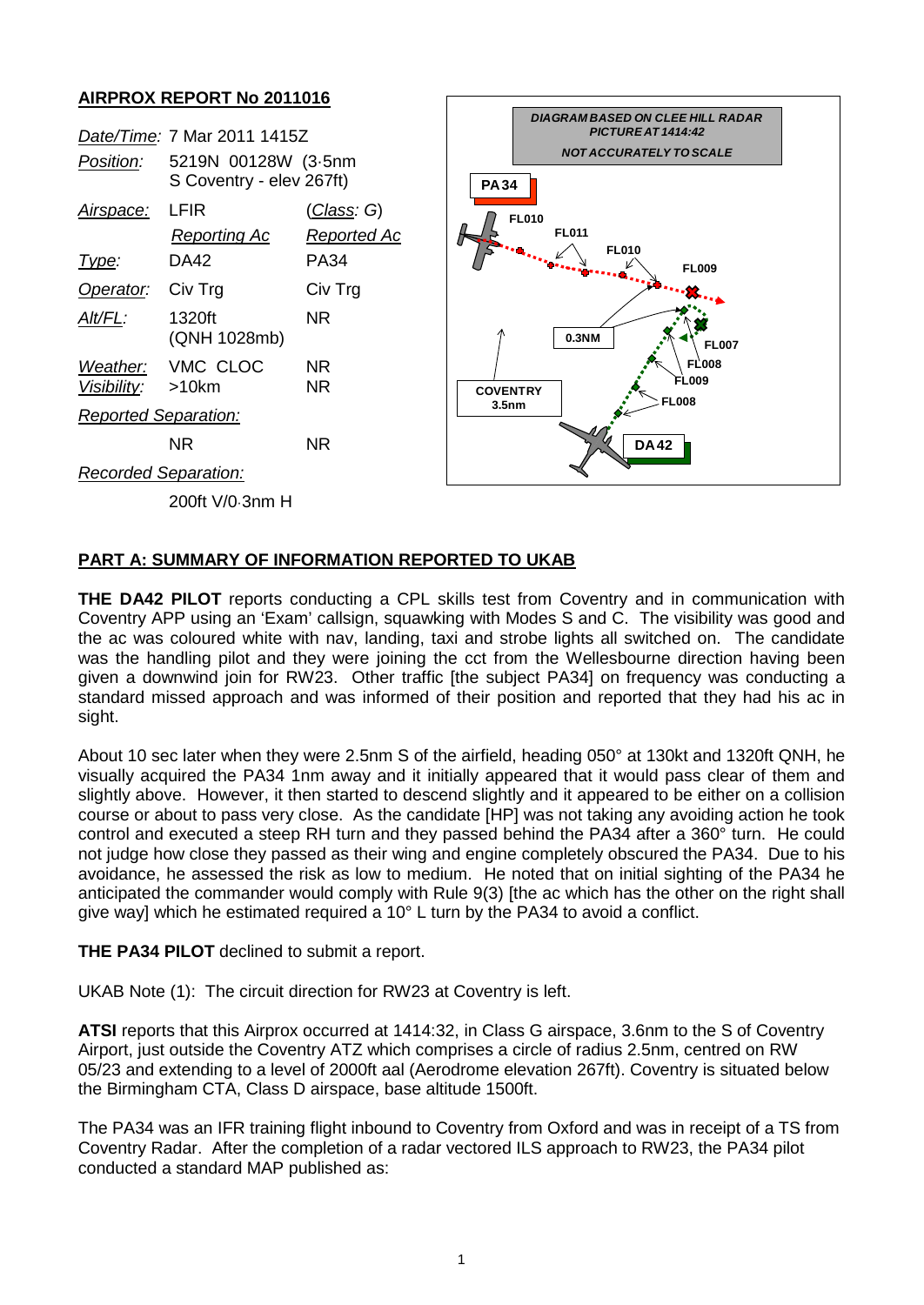## AIRPROX REPORT No 2011016

| | | |
|---|---|---|
| *Date/Time*: | 7 Mar 2011 1415Z | |
| *Position*: | 5219N 00128W (3·5nm S Coventry - elev 267ft) | |
| *Airspace*: | LFIR | (*Class*: G) |
| | Reporting Ac | Reported Ac |
| *Type*: | DA42 | PA34 |
| *Operator*: | Civ Trg | Civ Trg |
| *Alt/FL*: | 1320ft (QNH 1028mb) | NR |
| *Weather*: | VMC CLOC | NR |
| *Visibility*: | >10km | NR |
| *Reported Separation*: | | |
| | NR | NR |
| *Recorded Separation*: | | |
| | 200ft V/0·3nm H | |

DIAGRAM BASED ON CLEE HILL RADAR PICTURE AT 1414:42

NOT ACCURATELY TO SCALE

## PART A: SUMMARY OF INFORMATION REPORTED TO UKAB

**THE DA42 PILOT** reports conducting a CPL skills test from Coventry and in communication with Coventry APP using an 'Exam' callsign, squawking with Modes S and C. The visibility was good and the ac was coloured white with nav, landing, taxi and strobe lights all switched on. The candidate was the handling pilot and they were joining the cct from the Wellesbourne direction having been given a downwind join for RW23. Other traffic [the subject PA34] on frequency was conducting a standard missed approach and was informed of their position and reported that they had his ac in sight.

About 10 sec later when they were 2.5nm S of the airfield, heading 050° at 130kt and 1320ft QNH, he visually acquired the PA34 1nm away and it initially appeared that it would pass clear of them and slightly above. However, it then started to descend slightly and it appeared to be either on a collision course or about to pass very close. As the candidate [HP] was not taking any avoiding action he took control and executed a steep RH turn and they passed behind the PA34 after a 360° turn. He could not judge how close they passed as their wing and engine completely obscured the PA34. Due to his avoidance, he assessed the risk as low to medium. He noted that on initial sighting of the PA34 he anticipated the commander would comply with Rule 9(3) [the ac which has the other on the right shall give way] which he estimated required a 10° L turn by the PA34 to avoid a conflict.

**THE PA34 PILOT** declined to submit a report.

UKAB Note (1): The circuit direction for RW23 at Coventry is left.

**ATSI** reports that this Airprox occurred at 1414:32, in Class G airspace, 3.6nm to the S of Coventry Airport, just outside the Coventry ATZ which comprises a circle of radius 2.5nm, centred on RW 05/23 and extending to a level of 2000ft aal (Aerodrome elevation 267ft). Coventry is situated below the Birmingham CTA, Class D airspace, base altitude 1500ft.

The PA34 was an IFR training flight inbound to Coventry from Oxford and was in receipt of a TS from Coventry Radar. After the completion of a radar vectored ILS approach to RW23, the PA34 pilot conducted a standard MAP published as: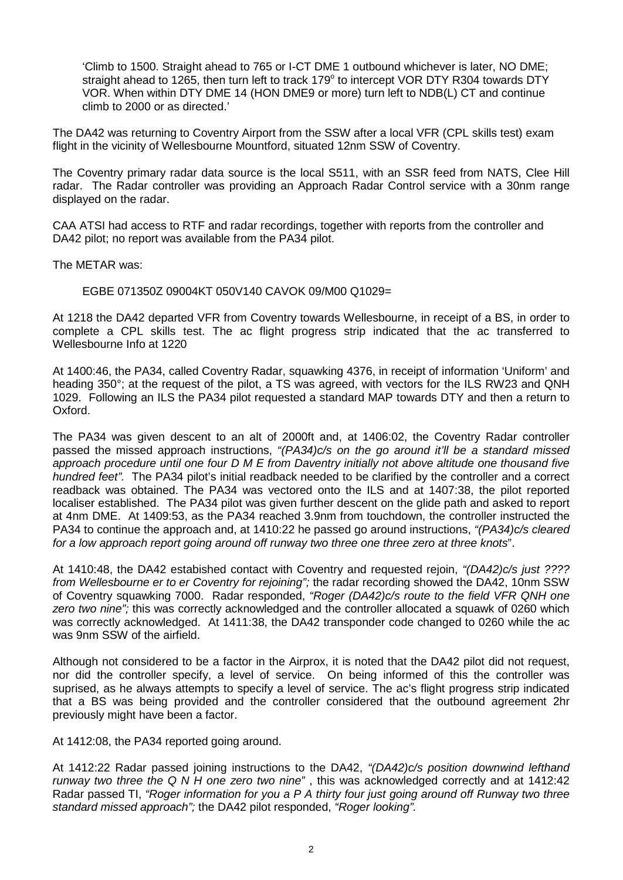'Climb to 1500. Straight ahead to 765 or I-CT DME 1 outbound whichever is later, NO DME; straight ahead to 1265, then turn left to track 179° to intercept VOR DTY R304 towards DTY VOR. When within DTY DME 14 (HON DME9 or more) turn left to NDB(L) CT and continue climb to 2000 or as directed.'

The DA42 was returning to Coventry Airport from the SSW after a local VFR (CPL skills test) exam flight in the vicinity of Wellesbourne Mountford, situated 12nm SSW of Coventry.

The Coventry primary radar data source is the local S511, with an SSR feed from NATS, Clee Hill radar. The Radar controller was providing an Approach Radar Control service with a 30nm range displayed on the radar.

CAA ATSI had access to RTF and radar recordings, together with reports from the controller and DA42 pilot; no report was available from the PA34 pilot.

The METAR was:

EGBE 071350Z 09004KT 050V140 CAVOK 09/M00 Q1029=

At 1218 the DA42 departed VFR from Coventry towards Wellesbourne, in receipt of a BS, in order to complete a CPL skills test. The ac flight progress strip indicated that the ac transferred to Wellesbourne Info at 1220

At 1400:46, the PA34, called Coventry Radar, squawking 4376, in receipt of information 'Uniform' and heading 350°; at the request of the pilot, a TS was agreed, with vectors for the ILS RW23 and QNH 1029. Following an ILS the PA34 pilot requested a standard MAP towards DTY and then a return to Oxford.

The PA34 was given descent to an alt of 2000ft and, at 1406:02, the Coventry Radar controller passed the missed approach instructions, *"(PA34)c/s on the go around it'll be a standard missed approach procedure until one four D M E from Daventry initially not above altitude one thousand five hundred feet".* The PA34 pilot's initial readback needed to be clarified by the controller and a correct readback was obtained. The PA34 was vectored onto the ILS and at 1407:38, the pilot reported localiser established. The PA34 pilot was given further descent on the glide path and asked to report at 4nm DME. At 1409:53, as the PA34 reached 3.9nm from touchdown, the controller instructed the PA34 to continue the approach and, at 1410:22 he passed go around instructions, *"(PA34)c/s cleared for a low approach report going around off runway two three one three zero at three knots*".

At 1410:48, the DA42 estabished contact with Coventry and requested rejoin, *"(DA42)c/s just ???? from Wellesbourne er to er Coventry for rejoining";* the radar recording showed the DA42, 10nm SSW of Coventry squawking 7000. Radar responded, *"Roger (DA42)c/s route to the field VFR QNH one zero two nine";* this was correctly acknowledged and the controller allocated a squawk of 0260 which was correctly acknowledged. At 1411:38, the DA42 transponder code changed to 0260 while the ac was 9nm SSW of the airfield.

Although not considered to be a factor in the Airprox, it is noted that the DA42 pilot did not request, nor did the controller specify, a level of service. On being informed of this the controller was suprised, as he always attempts to specify a level of service. The ac's flight progress strip indicated that a BS was being provided and the controller considered that the outbound agreement 2hr previously might have been a factor.

At 1412:08, the PA34 reported going around.

At 1412:22 Radar passed joining instructions to the DA42, *"(DA42)c/s position downwind lefthand runway two three the Q N H one zero two nine"* , this was acknowledged correctly and at 1412:42 Radar passed TI, *"Roger information for you a P A thirty four just going around off Runway two three standard missed approach";* the DA42 pilot responded, *"Roger looking".*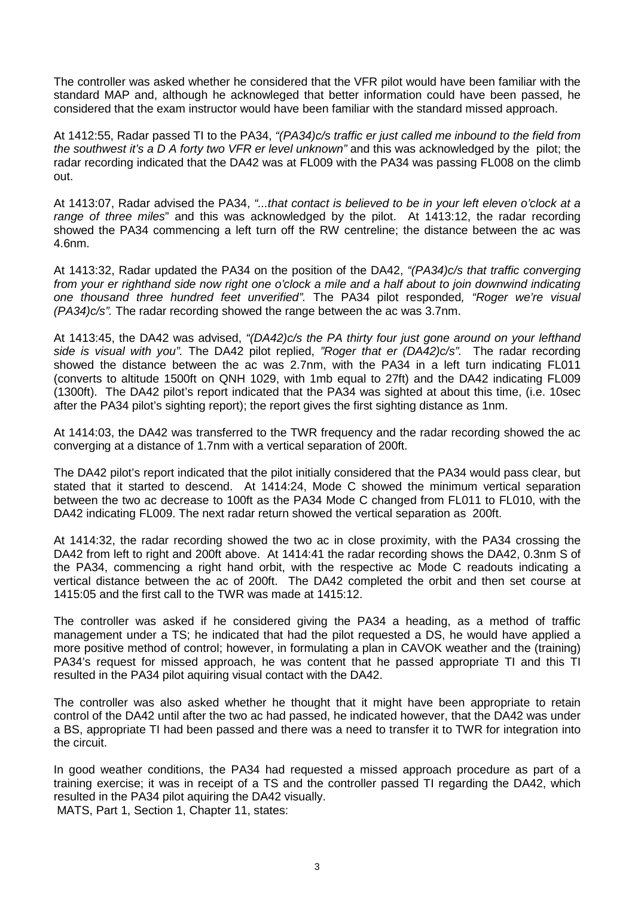The controller was asked whether he considered that the VFR pilot would have been familiar with the standard MAP and, although he acknowleged that better information could have been passed, he considered that the exam instructor would have been familiar with the standard missed approach.

At 1412:55, Radar passed TI to the PA34, *"(PA34)c/s traffic er just called me inbound to the field from the southwest it's a D A forty two VFR er level unknown"* and this was acknowledged by the pilot; the radar recording indicated that the DA42 was at FL009 with the PA34 was passing FL008 on the climb out.

At 1413:07, Radar advised the PA34, *"...that contact is believed to be in your left eleven o'clock at a range of three miles"* and this was acknowledged by the pilot. At 1413:12, the radar recording showed the PA34 commencing a left turn off the RW centreline; the distance between the ac was 4.6nm.

At 1413:32, Radar updated the PA34 on the position of the DA42, *"(PA34)c/s that traffic converging from your er righthand side now right one o'clock a mile and a half about to join downwind indicating one thousand three hundred feet unverified".* The PA34 pilot responded*, "Roger we're visual (PA34)c/s".* The radar recording showed the range between the ac was 3.7nm.

At 1413:45, the DA42 was advised, *"(DA42)c/s the PA thirty four just gone around on your lefthand side is visual with you".* The DA42 pilot replied, *"Roger that er (DA42)c/s".* The radar recording showed the distance between the ac was 2.7nm, with the PA34 in a left turn indicating FL011 (converts to altitude 1500ft on QNH 1029, with 1mb equal to 27ft) and the DA42 indicating FL009 (1300ft). The DA42 pilot's report indicated that the PA34 was sighted at about this time, (i.e. 10sec after the PA34 pilot's sighting report); the report gives the first sighting distance as 1nm.

At 1414:03, the DA42 was transferred to the TWR frequency and the radar recording showed the ac converging at a distance of 1.7nm with a vertical separation of 200ft.

The DA42 pilot's report indicated that the pilot initially considered that the PA34 would pass clear, but stated that it started to descend. At 1414:24, Mode C showed the minimum vertical separation between the two ac decrease to 100ft as the PA34 Mode C changed from FL011 to FL010, with the DA42 indicating FL009. The next radar return showed the vertical separation as 200ft.

At 1414:32, the radar recording showed the two ac in close proximity, with the PA34 crossing the DA42 from left to right and 200ft above. At 1414:41 the radar recording shows the DA42, 0.3nm S of the PA34, commencing a right hand orbit, with the respective ac Mode C readouts indicating a vertical distance between the ac of 200ft. The DA42 completed the orbit and then set course at 1415:05 and the first call to the TWR was made at 1415:12.

The controller was asked if he considered giving the PA34 a heading, as a method of traffic management under a TS; he indicated that had the pilot requested a DS, he would have applied a more positive method of control; however, in formulating a plan in CAVOK weather and the (training) PA34's request for missed approach, he was content that he passed appropriate TI and this TI resulted in the PA34 pilot aquiring visual contact with the DA42.

The controller was also asked whether he thought that it might have been appropriate to retain control of the DA42 until after the two ac had passed, he indicated however, that the DA42 was under a BS, appropriate TI had been passed and there was a need to transfer it to TWR for integration into the circuit.

In good weather conditions, the PA34 had requested a missed approach procedure as part of a training exercise; it was in receipt of a TS and the controller passed TI regarding the DA42, which resulted in the PA34 pilot aquiring the DA42 visually.

MATS, Part 1, Section 1, Chapter 11, states: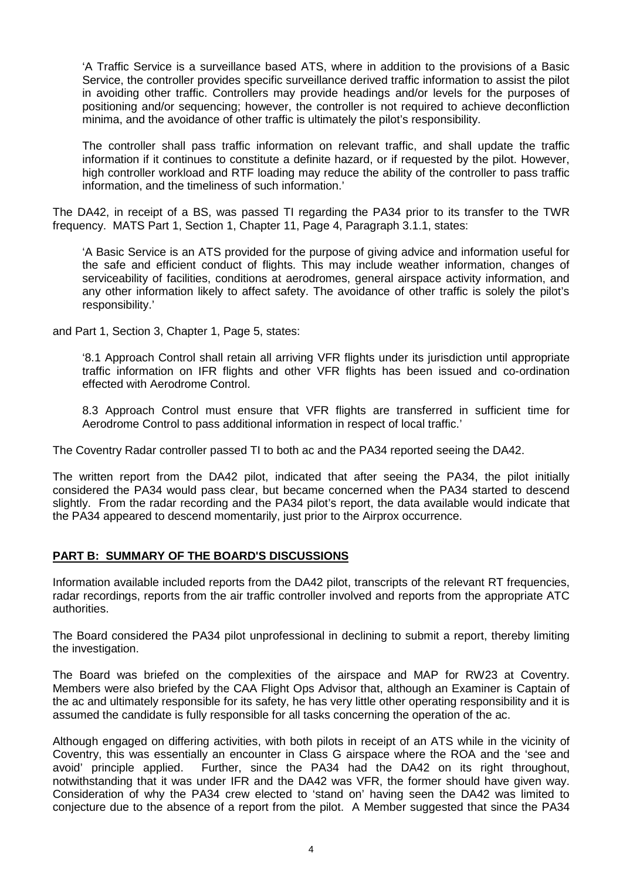> 'A Traffic Service is a surveillance based ATS, where in addition to the provisions of a Basic Service, the controller provides specific surveillance derived traffic information to assist the pilot in avoiding other traffic. Controllers may provide headings and/or levels for the purposes of positioning and/or sequencing; however, the controller is not required to achieve deconfliction minima, and the avoidance of other traffic is ultimately the pilot's responsibility.
>
> The controller shall pass traffic information on relevant traffic, and shall update the traffic information if it continues to constitute a definite hazard, or if requested by the pilot. However, high controller workload and RTF loading may reduce the ability of the controller to pass traffic information, and the timeliness of such information.'

The DA42, in receipt of a BS, was passed TI regarding the PA34 prior to its transfer to the TWR frequency. MATS Part 1, Section 1, Chapter 11, Page 4, Paragraph 3.1.1, states:

> 'A Basic Service is an ATS provided for the purpose of giving advice and information useful for the safe and efficient conduct of flights. This may include weather information, changes of serviceability of facilities, conditions at aerodromes, general airspace activity information, and any other information likely to affect safety. The avoidance of other traffic is solely the pilot's responsibility.'

and Part 1, Section 3, Chapter 1, Page 5, states:

> '8.1 Approach Control shall retain all arriving VFR flights under its jurisdiction until appropriate traffic information on IFR flights and other VFR flights has been issued and co-ordination effected with Aerodrome Control.
>
> 8.3 Approach Control must ensure that VFR flights are transferred in sufficient time for Aerodrome Control to pass additional information in respect of local traffic.'

The Coventry Radar controller passed TI to both ac and the PA34 reported seeing the DA42.

The written report from the DA42 pilot, indicated that after seeing the PA34, the pilot initially considered the PA34 would pass clear, but became concerned when the PA34 started to descend slightly. From the radar recording and the PA34 pilot's report, the data available would indicate that the PA34 appeared to descend momentarily, just prior to the Airprox occurrence.

## PART B: SUMMARY OF THE BOARD'S DISCUSSIONS

Information available included reports from the DA42 pilot, transcripts of the relevant RT frequencies, radar recordings, reports from the air traffic controller involved and reports from the appropriate ATC authorities.

The Board considered the PA34 pilot unprofessional in declining to submit a report, thereby limiting the investigation.

The Board was briefed on the complexities of the airspace and MAP for RW23 at Coventry. Members were also briefed by the CAA Flight Ops Advisor that, although an Examiner is Captain of the ac and ultimately responsible for its safety, he has very little other operating responsibility and it is assumed the candidate is fully responsible for all tasks concerning the operation of the ac.

Although engaged on differing activities, with both pilots in receipt of an ATS while in the vicinity of Coventry, this was essentially an encounter in Class G airspace where the ROA and the 'see and avoid' principle applied. Further, since the PA34 had the DA42 on its right throughout, notwithstanding that it was under IFR and the DA42 was VFR, the former should have given way. Consideration of why the PA34 crew elected to 'stand on' having seen the DA42 was limited to conjecture due to the absence of a report from the pilot. A Member suggested that since the PA34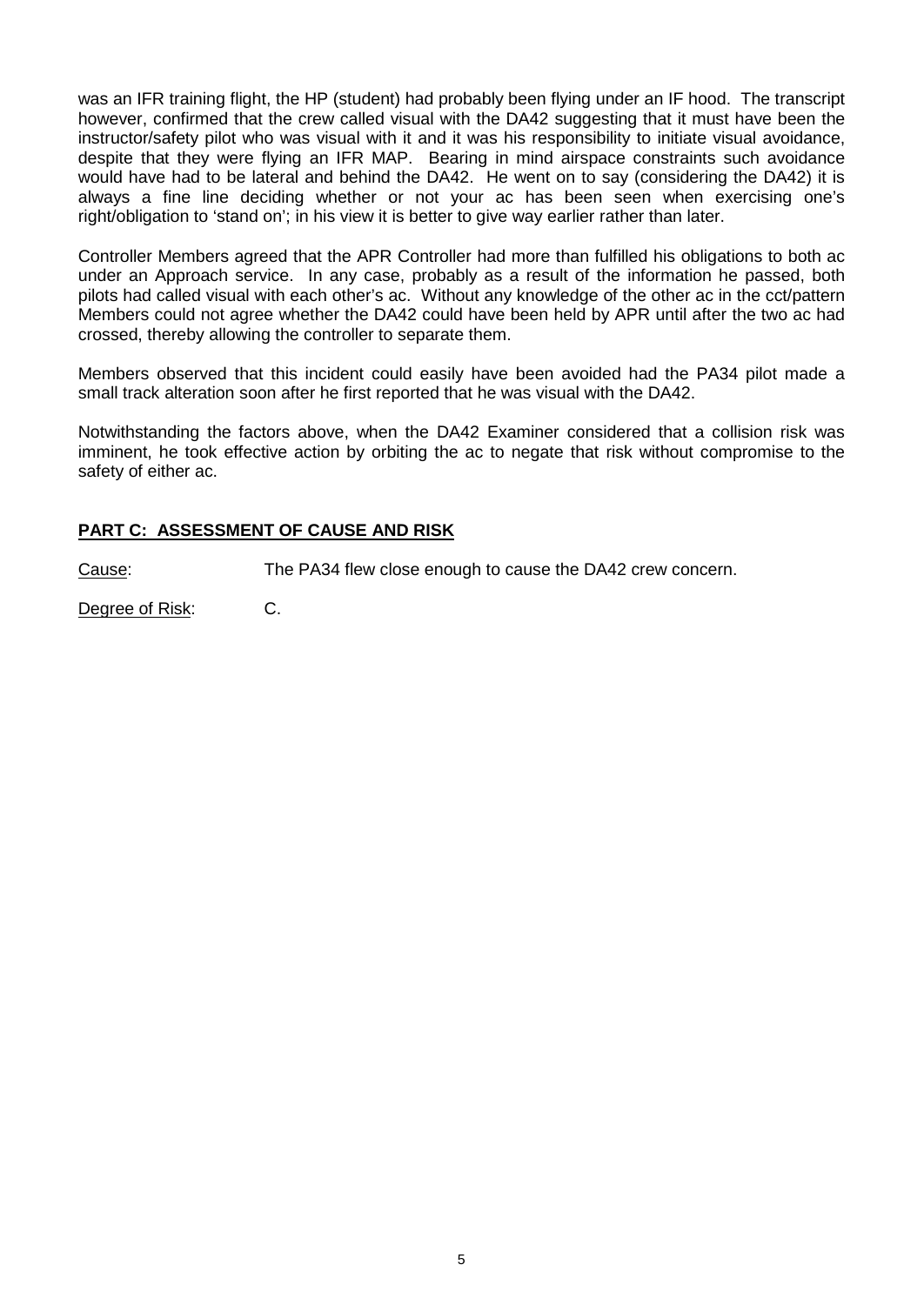was an IFR training flight, the HP (student) had probably been flying under an IF hood. The transcript however, confirmed that the crew called visual with the DA42 suggesting that it must have been the instructor/safety pilot who was visual with it and it was his responsibility to initiate visual avoidance, despite that they were flying an IFR MAP. Bearing in mind airspace constraints such avoidance would have had to be lateral and behind the DA42. He went on to say (considering the DA42) it is always a fine line deciding whether or not your ac has been seen when exercising one's right/obligation to 'stand on'; in his view it is better to give way earlier rather than later.

Controller Members agreed that the APR Controller had more than fulfilled his obligations to both ac under an Approach service. In any case, probably as a result of the information he passed, both pilots had called visual with each other's ac. Without any knowledge of the other ac in the cct/pattern Members could not agree whether the DA42 could have been held by APR until after the two ac had crossed, thereby allowing the controller to separate them.

Members observed that this incident could easily have been avoided had the PA34 pilot made a small track alteration soon after he first reported that he was visual with the DA42.

Notwithstanding the factors above, when the DA42 Examiner considered that a collision risk was imminent, he took effective action by orbiting the ac to negate that risk without compromise to the safety of either ac.

## PART C: ASSESSMENT OF CAUSE AND RISK

Cause: The PA34 flew close enough to cause the DA42 crew concern.

Degree of Risk: C.